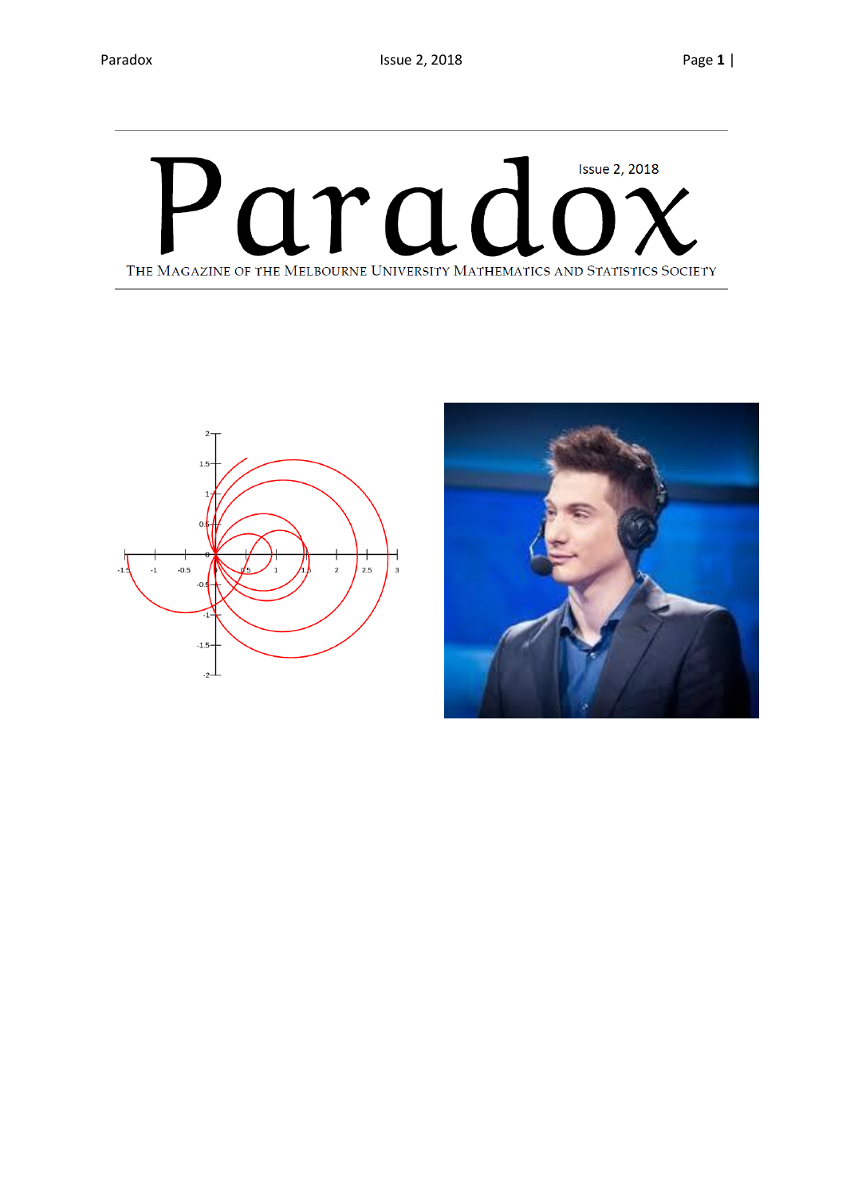# Paradox

Issue 2, 2018

The Magazine of the Melbourne University Mathematics and Statistics Society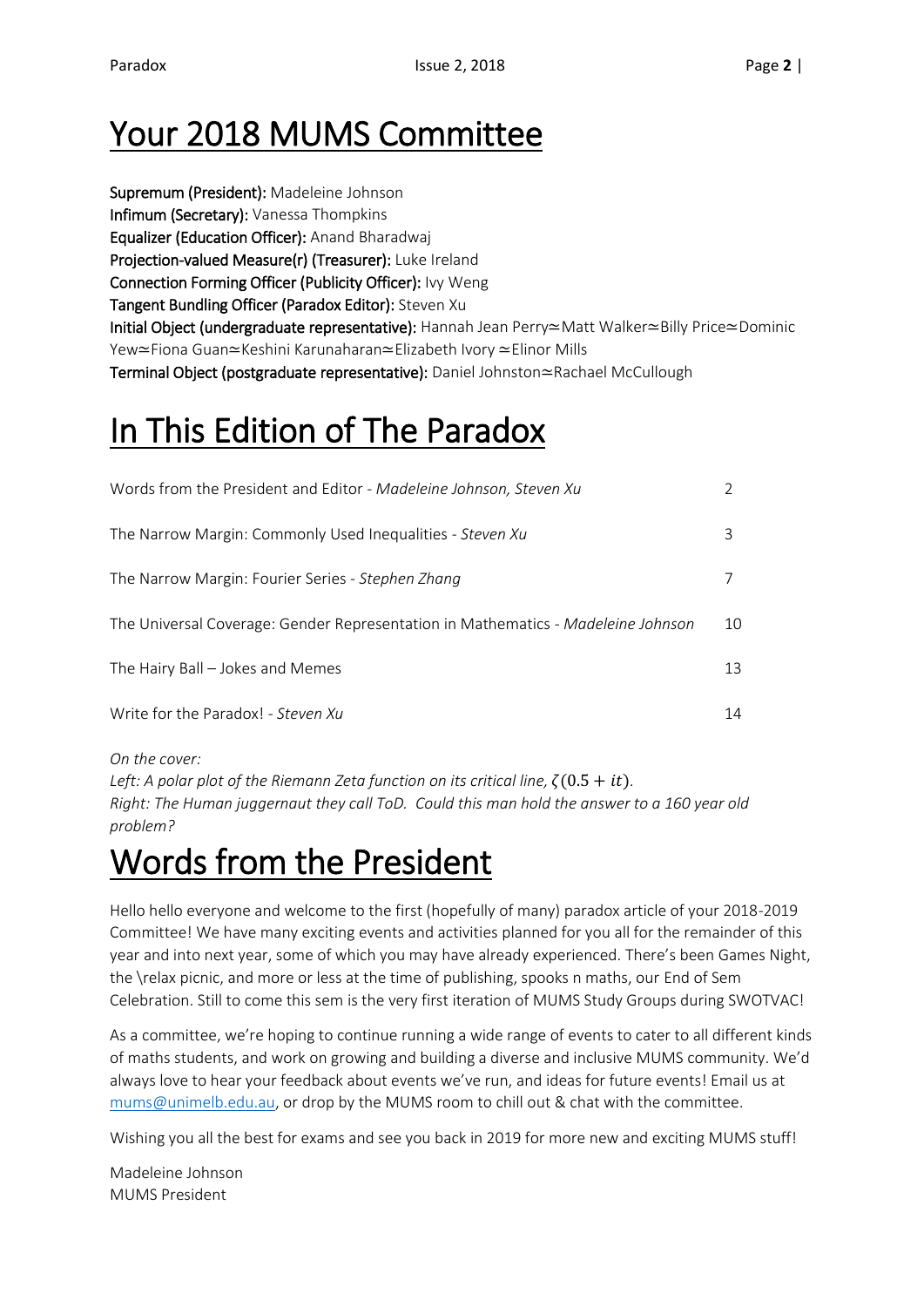# Your 2018 MUMS Committee

**Supremum (President):** Madeleine Johnson
**Infimum (Secretary):** Vanessa Thompkins
**Equalizer (Education Officer):** Anand Bharadwaj
**Projection-valued Measure(r) (Treasurer):** Luke Ireland
**Connection Forming Officer (Publicity Officer):** Ivy Weng
**Tangent Bundling Officer (Paradox Editor):** Steven Xu
**Initial Object (undergraduate representative):** Hannah Jean Perry≃Matt Walker≃Billy Price≃Dominic Yew≃Fiona Guan≃Keshini Karunaharan≃Elizabeth Ivory ≃Elinor Mills
**Terminal Object (postgraduate representative):** Daniel Johnston≃Rachael McCullough

# In This Edition of The Paradox

| | |
|---|---|
| Words from the President and Editor - *Madeleine Johnson, Steven Xu* | 2 |
| The Narrow Margin: Commonly Used Inequalities - *Steven Xu* | 3 |
| The Narrow Margin: Fourier Series - *Stephen Zhang* | 7 |
| The Universal Coverage: Gender Representation in Mathematics - *Madeleine Johnson* | 10 |
| The Hairy Ball – Jokes and Memes | 13 |
| Write for the Paradox! - *Steven Xu* | 14 |

*On the cover:*
*Left: A polar plot of the Riemann Zeta function on its critical line, $\zeta(0.5 + it)$.*
*Right: The Human juggernaut they call ToD. Could this man hold the answer to a 160 year old problem?*

# Words from the President

Hello hello everyone and welcome to the first (hopefully of many) paradox article of your 2018-2019 Committee! We have many exciting events and activities planned for you all for the remainder of this year and into next year, some of which you may have already experienced. There's been Games Night, the \relax picnic, and more or less at the time of publishing, spooks n maths, our End of Sem Celebration. Still to come this sem is the very first iteration of MUMS Study Groups during SWOTVAC!

As a committee, we're hoping to continue running a wide range of events to cater to all different kinds of maths students, and work on growing and building a diverse and inclusive MUMS community. We'd always love to hear your feedback about events we've run, and ideas for future events! Email us at mums@unimelb.edu.au, or drop by the MUMS room to chill out & chat with the committee.

Wishing you all the best for exams and see you back in 2019 for more new and exciting MUMS stuff!

Madeleine Johnson
MUMS President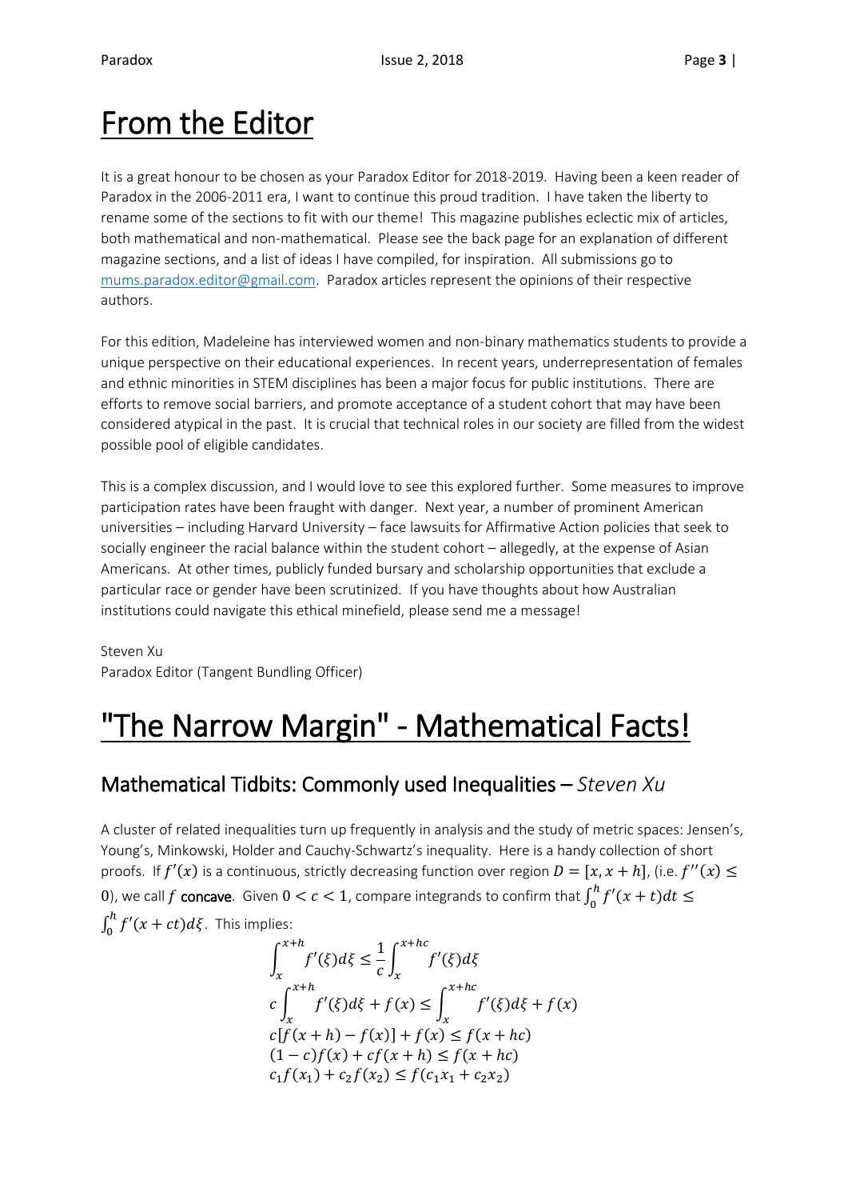# From the Editor

It is a great honour to be chosen as your Paradox Editor for 2018-2019. Having been a keen reader of Paradox in the 2006-2011 era, I want to continue this proud tradition. I have taken the liberty to rename some of the sections to fit with our theme! This magazine publishes eclectic mix of articles, both mathematical and non-mathematical. Please see the back page for an explanation of different magazine sections, and a list of ideas I have compiled, for inspiration. All submissions go to [mums.paradox.editor@gmail.com](mailto:mums.paradox.editor@gmail.com). Paradox articles represent the opinions of their respective authors.

For this edition, Madeleine has interviewed women and non-binary mathematics students to provide a unique perspective on their educational experiences. In recent years, underrepresentation of females and ethnic minorities in STEM disciplines has been a major focus for public institutions. There are efforts to remove social barriers, and promote acceptance of a student cohort that may have been considered atypical in the past. It is crucial that technical roles in our society are filled from the widest possible pool of eligible candidates.

This is a complex discussion, and I would love to see this explored further. Some measures to improve participation rates have been fraught with danger. Next year, a number of prominent American universities – including Harvard University – face lawsuits for Affirmative Action policies that seek to socially engineer the racial balance within the student cohort – allegedly, at the expense of Asian Americans. At other times, publicly funded bursary and scholarship opportunities that exclude a particular race or gender have been scrutinized. If you have thoughts about how Australian institutions could navigate this ethical minefield, please send me a message!

Steven Xu
Paradox Editor (Tangent Bundling Officer)

# "The Narrow Margin" - Mathematical Facts!

## Mathematical Tidbits: Commonly used Inequalities – *Steven Xu*

A cluster of related inequalities turn up frequently in analysis and the study of metric spaces: Jensen's, Young's, Minkowski, Holder and Cauchy-Schwartz's inequality. Here is a handy collection of short proofs. If $f'(x)$ is a continuous, strictly decreasing function over region $D = [x, x+h]$, (i.e. $f''(x) \leq 0$), we call $f$ **concave**. Given $0 < c < 1$, compare integrands to confirm that $\int_0^h f'(x+t)dt \leq \int_0^h f'(x+ct)d\xi$. This implies:

$$\int_x^{x+h} f'(\xi)d\xi \leq \frac{1}{c}\int_x^{x+hc} f'(\xi)d\xi$$

$$c\int_x^{x+h} f'(\xi)d\xi + f(x) \leq \int_x^{x+hc} f'(\xi)d\xi + f(x)$$

$$c[f(x+h) - f(x)] + f(x) \leq f(x+hc)$$

$$(1-c)f(x) + cf(x+h) \leq f(x+hc)$$

$$c_1 f(x_1) + c_2 f(x_2) \leq f(c_1 x_1 + c_2 x_2)$$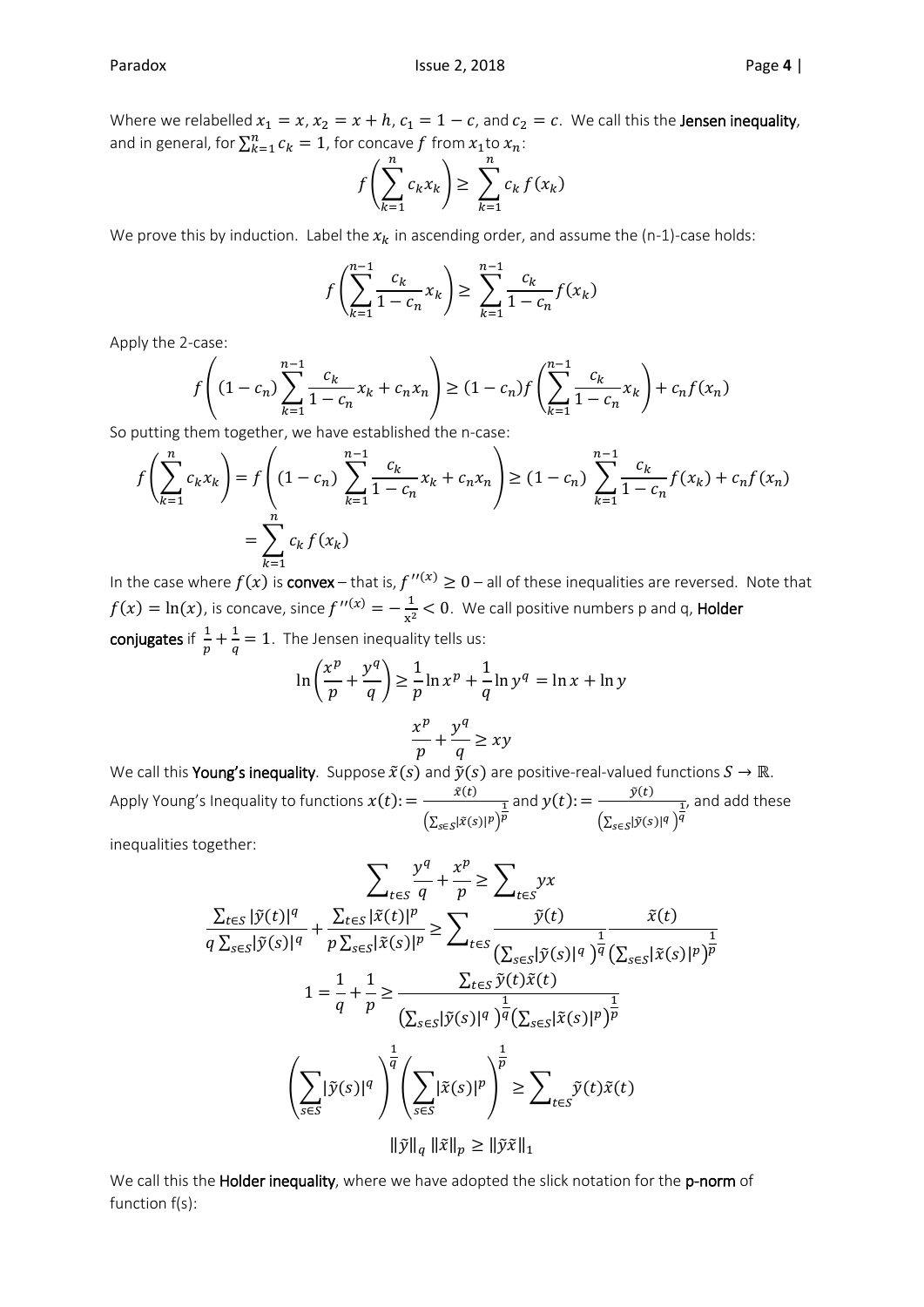Where we relabelled $x_1 = x$, $x_2 = x + h$, $c_1 = 1 - c$, and $c_2 = c$. We call this the **Jensen inequality**, and in general, for $\sum_{k=1}^{n} c_k = 1$, for concave $f$ from $x_1$ to $x_n$:

$$f\left(\sum_{k=1}^{n} c_k x_k\right) \geq \sum_{k=1}^{n} c_k f(x_k)$$

We prove this by induction. Label the $x_k$ in ascending order, and assume the (n-1)-case holds:

$$f\left(\sum_{k=1}^{n-1} \frac{c_k}{1-c_n} x_k\right) \geq \sum_{k=1}^{n-1} \frac{c_k}{1-c_n} f(x_k)$$

Apply the 2-case:

$$f\left((1-c_n)\sum_{k=1}^{n-1} \frac{c_k}{1-c_n} x_k + c_n x_n\right) \geq (1-c_n) f\left(\sum_{k=1}^{n-1} \frac{c_k}{1-c_n} x_k\right) + c_n f(x_n)$$

So putting them together, we have established the n-case:

$$f\left(\sum_{k=1}^{n} c_k x_k\right) = f\left((1-c_n)\sum_{k=1}^{n-1} \frac{c_k}{1-c_n} x_k + c_n x_n\right) \geq (1-c_n)\sum_{k=1}^{n-1} \frac{c_k}{1-c_n} f(x_k) + c_n f(x_n)$$
$$= \sum_{k=1}^{n} c_k f(x_k)$$

In the case where $f(x)$ is **convex** – that is, $f''(x) \geq 0$ – all of these inequalities are reversed. Note that $f(x) = \ln(x)$, is concave, since $f''(x) = -\frac{1}{x^2} < 0$. We call positive numbers p and q, **Holder conjugates** if $\frac{1}{p} + \frac{1}{q} = 1$. The Jensen inequality tells us:

$$\ln\left(\frac{x^p}{p} + \frac{y^q}{q}\right) \geq \frac{1}{p}\ln x^p + \frac{1}{q}\ln y^q = \ln x + \ln y$$

$$\frac{x^p}{p} + \frac{y^q}{q} \geq xy$$

We call this **Young's inequality**. Suppose $\tilde{x}(s)$ and $\tilde{y}(s)$ are positive-real-valued functions $S \to \mathbb{R}$. Apply Young's Inequality to functions $x(t) := \frac{\tilde{x}(t)}{\left(\sum_{s\in S}|\tilde{x}(s)|^p\right)^{\frac{1}{p}}}$ and $y(t) := \frac{\tilde{y}(t)}{\left(\sum_{s\in S}|\tilde{y}(s)|^q\right)^{\frac{1}{q}}}$, and add these inequalities together:

$$\sum_{t\in S} \frac{y^q}{q} + \frac{x^p}{p} \geq \sum_{t\in S} yx$$

$$\frac{\sum_{t\in S}|\tilde{y}(t)|^q}{q\sum_{s\in S}|\tilde{y}(s)|^q} + \frac{\sum_{t\in S}|\tilde{x}(t)|^p}{p\sum_{s\in S}|\tilde{x}(s)|^p} \geq \sum_{t\in S} \frac{\tilde{y}(t)}{\left(\sum_{s\in S}|\tilde{y}(s)|^q\right)^{\frac{1}{q}}} \frac{\tilde{x}(t)}{\left(\sum_{s\in S}|\tilde{x}(s)|^p\right)^{\frac{1}{p}}}$$

$$1 = \frac{1}{q} + \frac{1}{p} \geq \frac{\sum_{t\in S}\tilde{y}(t)\tilde{x}(t)}{\left(\sum_{s\in S}|\tilde{y}(s)|^q\right)^{\frac{1}{q}}\left(\sum_{s\in S}|\tilde{x}(s)|^p\right)^{\frac{1}{p}}}$$

$$\left(\sum_{s\in S}|\tilde{y}(s)|^q\right)^{\frac{1}{q}}\left(\sum_{s\in S}|\tilde{x}(s)|^p\right)^{\frac{1}{p}} \geq \sum_{t\in S}\tilde{y}(t)\tilde{x}(t)$$

$$\|\tilde{y}\|_q \|\tilde{x}\|_p \geq \|\tilde{y}\tilde{x}\|_1$$

We call this the **Holder inequality**, where we have adopted the slick notation for the **p-norm** of function f(s):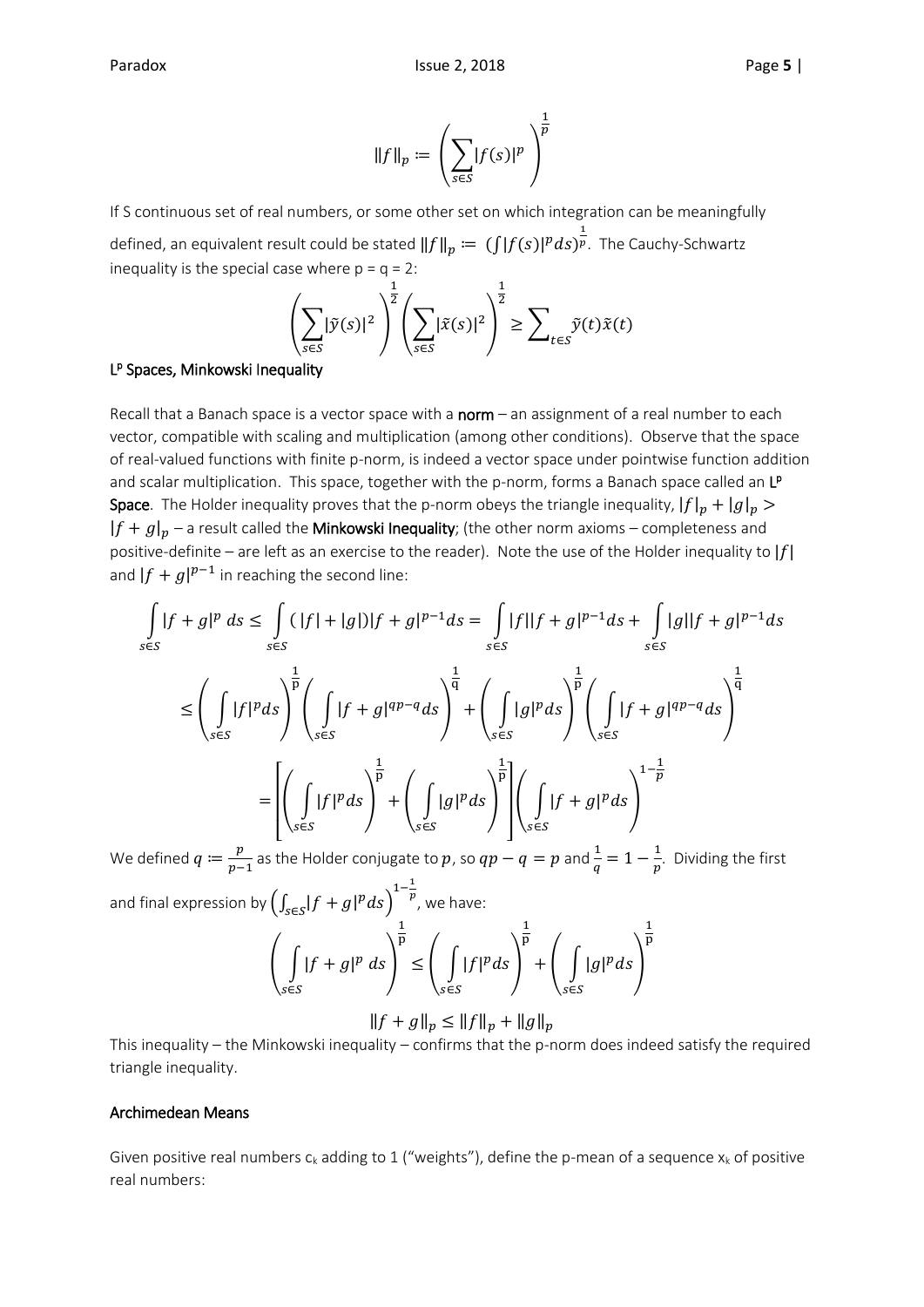$$\|f\|_p := \left(\sum_{s\in S} |f(s)|^p\right)^{\frac{1}{p}}$$

If S continuous set of real numbers, or some other set on which integration can be meaningfully defined, an equivalent result could be stated $\|f\|_p := (\int |f(s)|^p ds)^{\frac{1}{p}}$. The Cauchy-Schwartz inequality is the special case where p = q = 2:

$$\left(\sum_{s\in S} |\tilde{y}(s)|^2\right)^{\frac{1}{2}} \left(\sum_{s\in S} |\tilde{x}(s)|^2\right)^{\frac{1}{2}} \geq \sum\nolimits_{t\in S} \tilde{y}(t)\tilde{x}(t)$$

## $L^p$ Spaces, Minkowski Inequality

Recall that a Banach space is a vector space with a **norm** – an assignment of a real number to each vector, compatible with scaling and multiplication (among other conditions). Observe that the space of real-valued functions with finite p-norm, is indeed a vector space under pointwise function addition and scalar multiplication. This space, together with the p-norm, forms a Banach space called an **$L^p$ Space**. The Holder inequality proves that the p-norm obeys the triangle inequality, $|f|_p + |g|_p > |f+g|_p$ – a result called the **Minkowski Inequality**; (the other norm axioms – completeness and positive-definite – are left as an exercise to the reader). Note the use of the Holder inequality to $|f|$ and $|f+g|^{p-1}$ in reaching the second line:

$$\int_{s\in S} |f+g|^p \, ds \leq \int_{s\in S} (|f|+|g|)|f+g|^{p-1} ds = \int_{s\in S} |f||f+g|^{p-1} ds + \int_{s\in S} |g||f+g|^{p-1} ds$$

$$\leq \left(\int_{s\in S} |f|^p ds\right)^{\frac{1}{p}} \left(\int_{s\in S} |f+g|^{qp-q} ds\right)^{\frac{1}{q}} + \left(\int_{s\in S} |g|^p ds\right)^{\frac{1}{p}} \left(\int_{s\in S} |f+g|^{qp-q} ds\right)^{\frac{1}{q}}$$

$$= \left[\left(\int_{s\in S} |f|^p ds\right)^{\frac{1}{p}} + \left(\int_{s\in S} |g|^p ds\right)^{\frac{1}{p}}\right] \left(\int_{s\in S} |f+g|^p ds\right)^{1-\frac{1}{p}}$$

We defined $q := \frac{p}{p-1}$ as the Holder conjugate to $p$, so $qp - q = p$ and $\frac{1}{q} = 1 - \frac{1}{p}$. Dividing the first and final expression by $\left(\int_{s\in S} |f+g|^p ds\right)^{1-\frac{1}{p}}$, we have:

$$\left(\int_{s\in S} |f+g|^p \, ds\right)^{\frac{1}{p}} \leq \left(\int_{s\in S} |f|^p ds\right)^{\frac{1}{p}} + \left(\int_{s\in S} |g|^p ds\right)^{\frac{1}{p}}$$

$$\|f+g\|_p \leq \|f\|_p + \|g\|_p$$

This inequality – the Minkowski inequality – confirms that the p-norm does indeed satisfy the required triangle inequality.

## Archimedean Means

Given positive real numbers $c_k$ adding to 1 ("weights"), define the p-mean of a sequence $x_k$ of positive real numbers: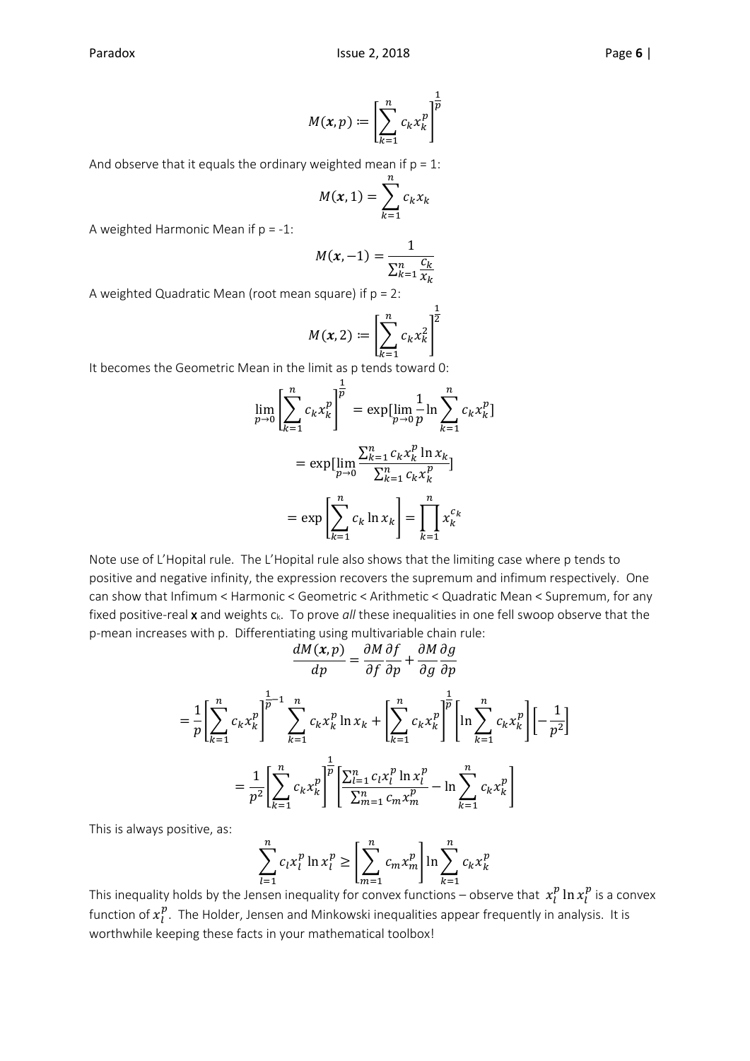$$M(\boldsymbol{x}, p) := \left[\sum_{k=1}^{n} c_k x_k^p\right]^{\frac{1}{p}}$$

And observe that it equals the ordinary weighted mean if p = 1:

$$M(\boldsymbol{x}, 1) = \sum_{k=1}^{n} c_k x_k$$

A weighted Harmonic Mean if p = -1:

$$M(\boldsymbol{x}, -1) = \frac{1}{\sum_{k=1}^{n} \frac{c_k}{x_k}}$$

A weighted Quadratic Mean (root mean square) if p = 2:

$$M(\boldsymbol{x}, 2) := \left[\sum_{k=1}^{n} c_k x_k^2\right]^{\frac{1}{2}}$$

It becomes the Geometric Mean in the limit as p tends toward 0:

$$\lim_{p \to 0} \left[\sum_{k=1}^{n} c_k x_k^p\right]^{\frac{1}{p}} = \exp[\lim_{p \to 0} \frac{1}{p} \ln \sum_{k=1}^{n} c_k x_k^p]$$

$$= \exp[\lim_{p \to 0} \frac{\sum_{k=1}^{n} c_k x_k^p \ln x_k}{\sum_{k=1}^{n} c_k x_k^p}]$$

$$= \exp\left[\sum_{k=1}^{n} c_k \ln x_k\right] = \prod_{k=1}^{n} x_k^{c_k}$$

Note use of L'Hopital rule. The L'Hopital rule also shows that the limiting case where p tends to positive and negative infinity, the expression recovers the supremum and infimum respectively. One can show that Infimum < Harmonic < Geometric < Arithmetic < Quadratic Mean < Supremum, for any fixed positive-real **x** and weights $c_k$. To prove *all* these inequalities in one fell swoop observe that the p-mean increases with p. Differentiating using multivariable chain rule:

$$\frac{dM(\boldsymbol{x}, p)}{dp} = \frac{\partial M}{\partial f}\frac{\partial f}{\partial p} + \frac{\partial M}{\partial g}\frac{\partial g}{\partial p}$$

$$= \frac{1}{p}\left[\sum_{k=1}^{n} c_k x_k^p\right]^{\frac{1}{p}-1} \sum_{k=1}^{n} c_k x_k^p \ln x_k + \left[\sum_{k=1}^{n} c_k x_k^p\right]^{\frac{1}{p}} \left[\ln \sum_{k=1}^{n} c_k x_k^p\right]\left[-\frac{1}{p^2}\right]$$

$$= \frac{1}{p^2}\left[\sum_{k=1}^{n} c_k x_k^p\right]^{\frac{1}{p}} \left[\frac{\sum_{l=1}^{n} c_l x_l^p \ln x_l^p}{\sum_{m=1}^{n} c_m x_m^p} - \ln \sum_{k=1}^{n} c_k x_k^p\right]$$

This is always positive, as:

$$\sum_{l=1}^{n} c_l x_l^p \ln x_l^p \geq \left[\sum_{m=1}^{n} c_m x_m^p\right] \ln \sum_{k=1}^{n} c_k x_k^p$$

This inequality holds by the Jensen inequality for convex functions – observe that $x_l^p \ln x_l^p$ is a convex function of $x_l^p$. The Holder, Jensen and Minkowski inequalities appear frequently in analysis. It is worthwhile keeping these facts in your mathematical toolbox!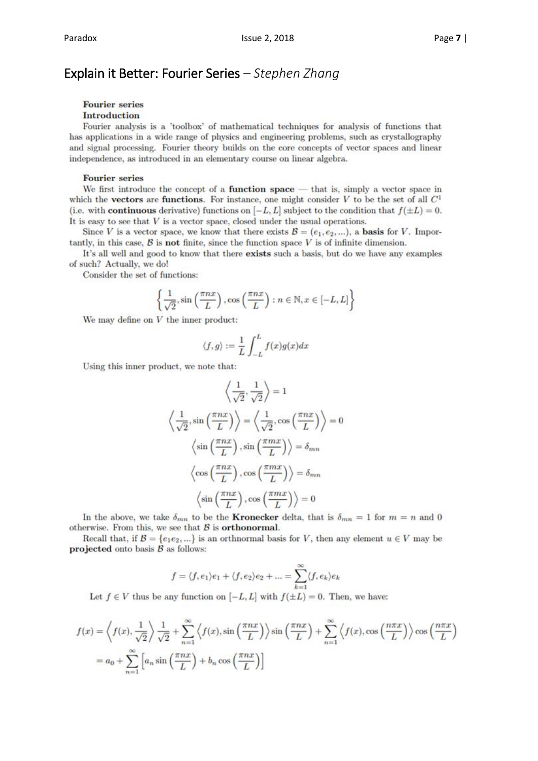# Explain it Better: Fourier Series – *Stephen Zhang*

## Fourier series

### Introduction

Fourier analysis is a 'toolbox' of mathematical techniques for analysis of functions that has applications in a wide range of physics and engineering problems, such as crystallography and signal processing. Fourier theory builds on the core concepts of vector spaces and linear independence, as introduced in an elementary course on linear algebra.

### Fourier series

We first introduce the concept of a **function space** — that is, simply a vector space in which the **vectors** are **functions**. For instance, one might consider $V$ to be the set of all $C^1$ (i.e. with **continuous** derivative) functions on $[-L, L]$ subject to the condition that $f(\pm L) = 0$. It is easy to see that $V$ is a vector space, closed under the usual operations.

Since $V$ is a vector space, we know that there exists $\mathcal{B} = (e_1, e_2, ...)$, a **basis** for $V$. Importantly, in this case, $\mathcal{B}$ is **not** finite, since the function space $V$ is of infinite dimension.

It's all well and good to know that there **exists** such a basis, but do we have any examples of such? Actually, we do!

Consider the set of functions:

$$\left\{ \frac{1}{\sqrt{2}}, \sin\left(\frac{\pi n x}{L}\right), \cos\left(\frac{\pi n x}{L}\right) : n \in \mathbb{N}, x \in [-L, L] \right\}$$

We may define on $V$ the inner product:

$$\langle f, g \rangle := \frac{1}{L} \int_{-L}^{L} f(x) g(x) dx$$

Using this inner product, we note that:

$$\left\langle \frac{1}{\sqrt{2}}, \frac{1}{\sqrt{2}} \right\rangle = 1$$

$$\left\langle \frac{1}{\sqrt{2}}, \sin\left(\frac{\pi n x}{L}\right) \right\rangle = \left\langle \frac{1}{\sqrt{2}}, \cos\left(\frac{\pi n x}{L}\right) \right\rangle = 0$$

$$\left\langle \sin\left(\frac{\pi n x}{L}\right), \sin\left(\frac{\pi m x}{L}\right) \right\rangle = \delta_{mn}$$

$$\left\langle \cos\left(\frac{\pi n x}{L}\right), \cos\left(\frac{\pi m x}{L}\right) \right\rangle = \delta_{mn}$$

$$\left\langle \sin\left(\frac{\pi n x}{L}\right), \cos\left(\frac{\pi m x}{L}\right) \right\rangle = 0$$

In the above, we take $\delta_{mn}$ to be the **Kronecker** delta, that is $\delta_{mn} = 1$ for $m = n$ and 0 otherwise. From this, we see that $\mathcal{B}$ is **orthonormal**.

Recall that, if $\mathcal{B} = \{e_1 e_2, ...\}$ is an orthonormal basis for $V$, then any element $u \in V$ may be **projected** onto basis $\mathcal{B}$ as follows:

$$f = \langle f, e_1 \rangle e_1 + \langle f, e_2 \rangle e_2 + ... = \sum_{k=1}^{\infty} \langle f, e_k \rangle e_k$$

Let $f \in V$ thus be any function on $[-L, L]$ with $f(\pm L) = 0$. Then, we have:

$$\begin{aligned} f(x) &= \left\langle f(x), \frac{1}{\sqrt{2}} \right\rangle \frac{1}{\sqrt{2}} + \sum_{n=1}^{\infty} \left\langle f(x), \sin\left(\frac{\pi n x}{L}\right) \right\rangle \sin\left(\frac{\pi n x}{L}\right) + \sum_{n=1}^{\infty} \left\langle f(x), \cos\left(\frac{n \pi x}{L}\right) \right\rangle \cos\left(\frac{n \pi x}{L}\right) \\ &= a_0 + \sum_{n=1}^{\infty} \left[ a_n \sin\left(\frac{\pi n x}{L}\right) + b_n \cos\left(\frac{\pi n x}{L}\right) \right] \end{aligned}$$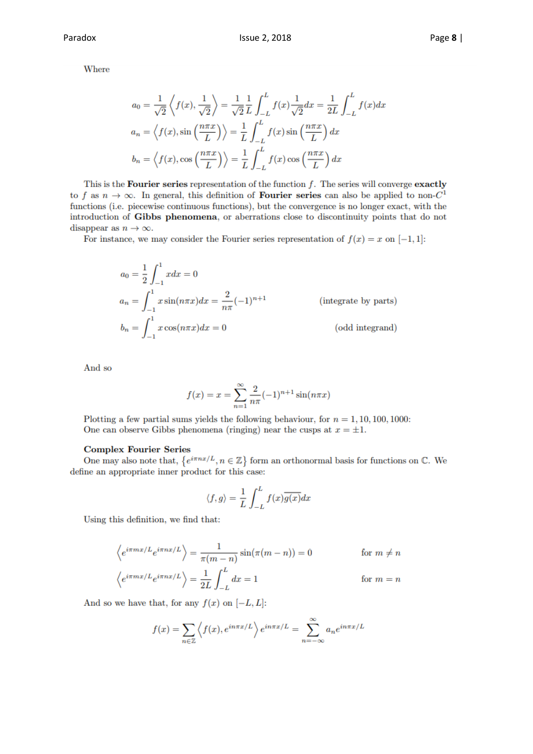Where

$$
\begin{aligned}
a_0 &= \frac{1}{\sqrt{2}} \left\langle f(x), \frac{1}{\sqrt{2}} \right\rangle = \frac{1}{\sqrt{2}} \frac{1}{L} \int_{-L}^{L} f(x) \frac{1}{\sqrt{2}} dx = \frac{1}{2L} \int_{-L}^{L} f(x) dx \\
a_n &= \left\langle f(x), \sin\left(\frac{n\pi x}{L}\right) \right\rangle = \frac{1}{L} \int_{-L}^{L} f(x) \sin\left(\frac{n\pi x}{L}\right) dx \\
b_n &= \left\langle f(x), \cos\left(\frac{n\pi x}{L}\right) \right\rangle = \frac{1}{L} \int_{-L}^{L} f(x) \cos\left(\frac{n\pi x}{L}\right) dx
\end{aligned}
$$

This is the **Fourier series** representation of the function $f$. The series will converge **exactly** to $f$ as $n \to \infty$. In general, this definition of **Fourier series** can also be applied to non-$C^1$ functions (i.e. piecewise continuous functions), but the convergence is no longer exact, with the introduction of **Gibbs phenomena**, or aberrations close to discontinuity points that do not disappear as $n \to \infty$.

For instance, we may consider the Fourier series representation of $f(x) = x$ on $[-1, 1]$:

$$
\begin{aligned}
a_0 &= \frac{1}{2} \int_{-1}^{1} x dx = 0 \\
a_n &= \int_{-1}^{1} x \sin(n\pi x) dx = \frac{2}{n\pi} (-1)^{n+1} && \text{(integrate by parts)} \\
b_n &= \int_{-1}^{1} x \cos(n\pi x) dx = 0 && \text{(odd integrand)}
\end{aligned}
$$

And so

$$
f(x) = x = \sum_{n=1}^{\infty} \frac{2}{n\pi} (-1)^{n+1} \sin(n\pi x)
$$

Plotting a few partial sums yields the following behaviour, for $n = 1, 10, 100, 1000$:
One can observe Gibbs phenomena (ringing) near the cusps at $x = \pm 1$.

**Complex Fourier Series**

One may also note that, $\{e^{i\pi nx/L}, n \in \mathbb{Z}\}$ form an orthonormal basis for functions on $\mathbb{C}$. We define an appropriate inner product for this case:

$$
\langle f, g \rangle = \frac{1}{L} \int_{-L}^{L} f(x) \overline{g(x)} dx
$$

Using this definition, we find that:

$$
\begin{aligned}
\left\langle e^{i\pi mx/L} e^{i\pi nx/L} \right\rangle &= \frac{1}{\pi(m-n)} \sin(\pi(m-n)) = 0 && \text{for } m \neq n \\
\left\langle e^{i\pi mx/L} e^{i\pi nx/L} \right\rangle &= \frac{1}{2L} \int_{-L}^{L} dx = 1 && \text{for } m = n
\end{aligned}
$$

And so we have that, for any $f(x)$ on $[-L, L]$:

$$
f(x) = \sum_{n \in \mathbb{Z}} \left\langle f(x), e^{in\pi x/L} \right\rangle e^{in\pi x/L} = \sum_{n=-\infty}^{\infty} a_n e^{in\pi x/L}
$$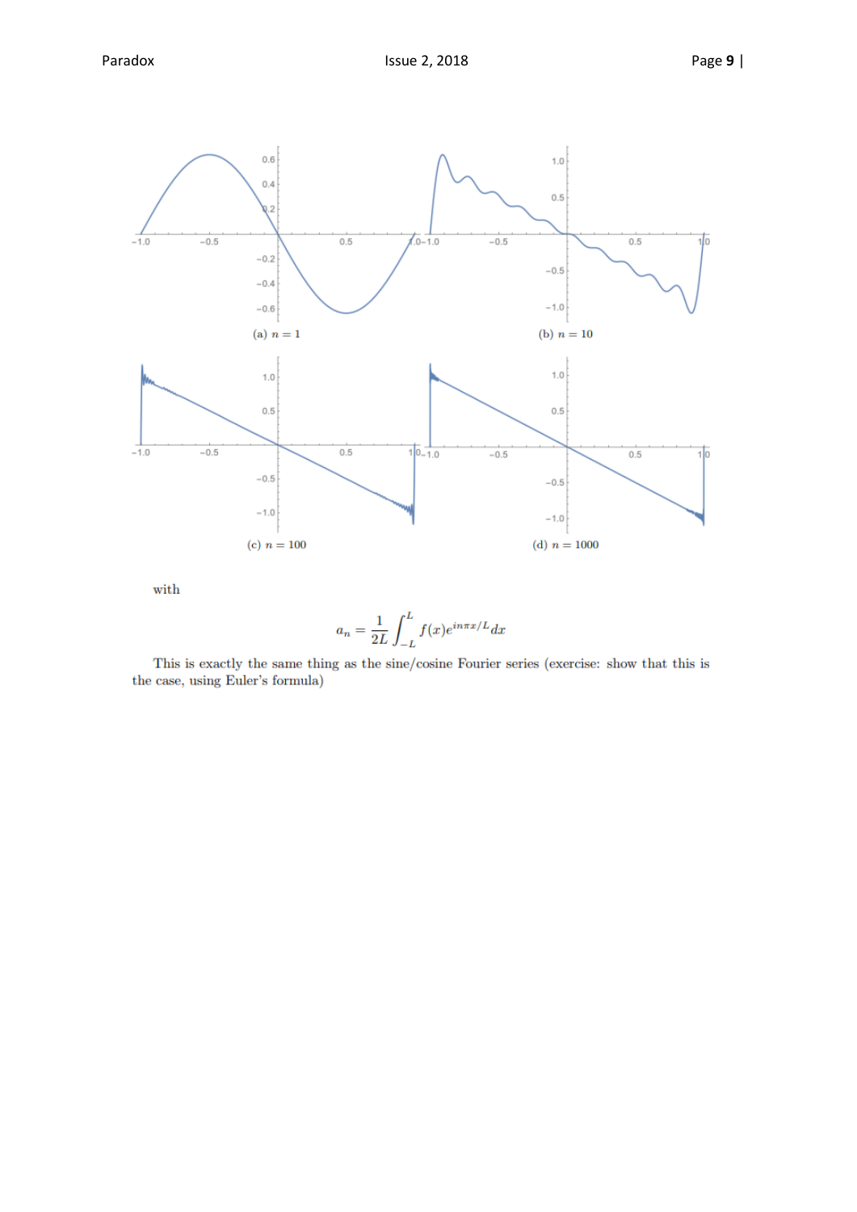(a) $n = 1$

(b) $n = 10$

(c) $n = 100$

(d) $n = 1000$

with

$$a_n = \frac{1}{2L}\int_{-L}^{L} f(x)e^{in\pi x/L}dx$$

This is exactly the same thing as the sine/cosine Fourier series (exercise: show that this is the case, using Euler's formula)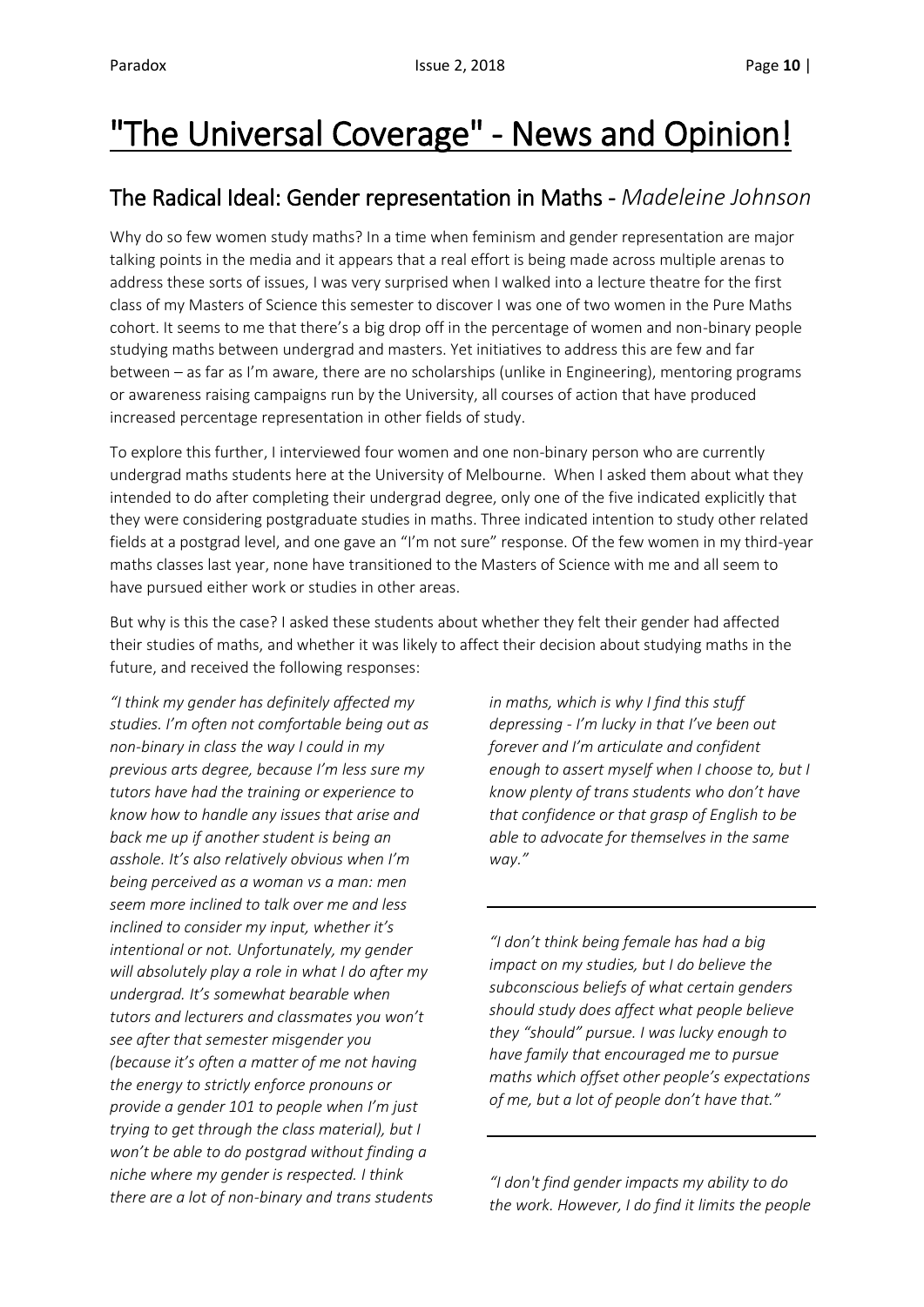# "The Universal Coverage" - News and Opinion!

## The Radical Ideal: Gender representation in Maths - *Madeleine Johnson*

Why do so few women study maths? In a time when feminism and gender representation are major talking points in the media and it appears that a real effort is being made across multiple arenas to address these sorts of issues, I was very surprised when I walked into a lecture theatre for the first class of my Masters of Science this semester to discover I was one of two women in the Pure Maths cohort. It seems to me that there's a big drop off in the percentage of women and non-binary people studying maths between undergrad and masters. Yet initiatives to address this are few and far between – as far as I'm aware, there are no scholarships (unlike in Engineering), mentoring programs or awareness raising campaigns run by the University, all courses of action that have produced increased percentage representation in other fields of study.

To explore this further, I interviewed four women and one non-binary person who are currently undergrad maths students here at the University of Melbourne. When I asked them about what they intended to do after completing their undergrad degree, only one of the five indicated explicitly that they were considering postgraduate studies in maths. Three indicated intention to study other related fields at a postgrad level, and one gave an "I'm not sure" response. Of the few women in my third-year maths classes last year, none have transitioned to the Masters of Science with me and all seem to have pursued either work or studies in other areas.

But why is this the case? I asked these students about whether they felt their gender had affected their studies of maths, and whether it was likely to affect their decision about studying maths in the future, and received the following responses:

*"I think my gender has definitely affected my studies. I'm often not comfortable being out as non-binary in class the way I could in my previous arts degree, because I'm less sure my tutors have had the training or experience to know how to handle any issues that arise and back me up if another student is being an asshole. It's also relatively obvious when I'm being perceived as a woman vs a man: men seem more inclined to talk over me and less inclined to consider my input, whether it's intentional or not. Unfortunately, my gender will absolutely play a role in what I do after my undergrad. It's somewhat bearable when tutors and lecturers and classmates you won't see after that semester misgender you (because it's often a matter of me not having the energy to strictly enforce pronouns or provide a gender 101 to people when I'm just trying to get through the class material), but I won't be able to do postgrad without finding a niche where my gender is respected. I think there are a lot of non-binary and trans students in maths, which is why I find this stuff depressing - I'm lucky in that I've been out forever and I'm articulate and confident enough to assert myself when I choose to, but I know plenty of trans students who don't have that confidence or that grasp of English to be able to advocate for themselves in the same way."*

---

*"I don't think being female has had a big impact on my studies, but I do believe the subconscious beliefs of what certain genders should study does affect what people believe they "should" pursue. I was lucky enough to have family that encouraged me to pursue maths which offset other people's expectations of me, but a lot of people don't have that."*

---

*"I don't find gender impacts my ability to do the work. However, I do find it limits the people*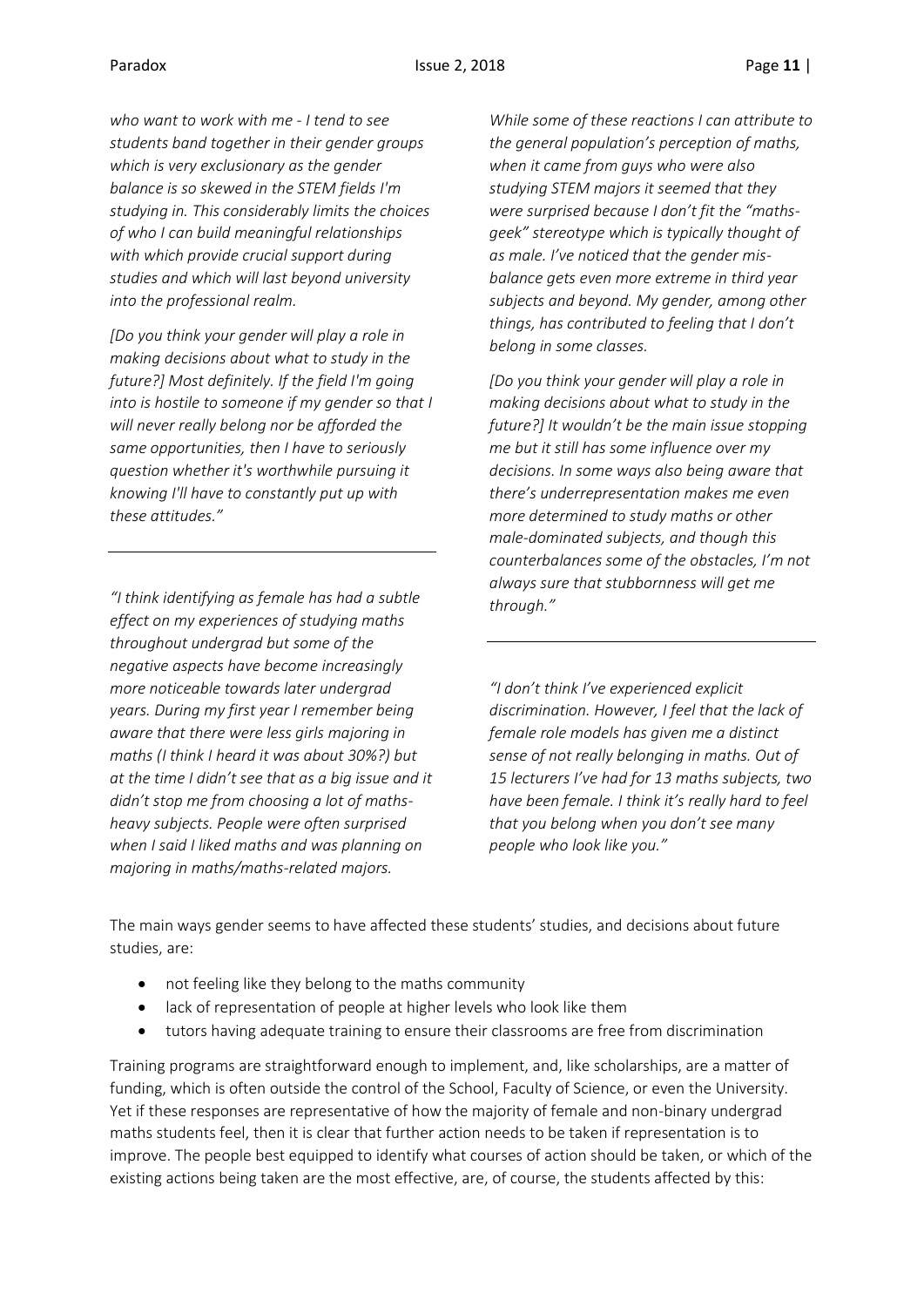*who want to work with me - I tend to see students band together in their gender groups which is very exclusionary as the gender balance is so skewed in the STEM fields I'm studying in. This considerably limits the choices of who I can build meaningful relationships with which provide crucial support during studies and which will last beyond university into the professional realm.*

*[Do you think your gender will play a role in making decisions about what to study in the future?] Most definitely. If the field I'm going into is hostile to someone if my gender so that I will never really belong nor be afforded the same opportunities, then I have to seriously question whether it's worthwhile pursuing it knowing I'll have to constantly put up with these attitudes."*

---

*"I think identifying as female has had a subtle effect on my experiences of studying maths throughout undergrad but some of the negative aspects have become increasingly more noticeable towards later undergrad years. During my first year I remember being aware that there were less girls majoring in maths (I think I heard it was about 30%?) but at the time I didn't see that as a big issue and it didn't stop me from choosing a lot of maths-heavy subjects. People were often surprised when I said I liked maths and was planning on majoring in maths/maths-related majors.*

*While some of these reactions I can attribute to the general population's perception of maths, when it came from guys who were also studying STEM majors it seemed that they were surprised because I don't fit the "maths-geek" stereotype which is typically thought of as male. I've noticed that the gender mis-balance gets even more extreme in third year subjects and beyond. My gender, among other things, has contributed to feeling that I don't belong in some classes.*

*[Do you think your gender will play a role in making decisions about what to study in the future?] It wouldn't be the main issue stopping me but it still has some influence over my decisions. In some ways also being aware that there's underrepresentation makes me even more determined to study maths or other male-dominated subjects, and though this counterbalances some of the obstacles, I'm not always sure that stubbornness will get me through."*

---

*"I don't think I've experienced explicit discrimination. However, I feel that the lack of female role models has given me a distinct sense of not really belonging in maths. Out of 15 lecturers I've had for 13 maths subjects, two have been female. I think it's really hard to feel that you belong when you don't see many people who look like you."*

The main ways gender seems to have affected these students' studies, and decisions about future studies, are:

- not feeling like they belong to the maths community
- lack of representation of people at higher levels who look like them
- tutors having adequate training to ensure their classrooms are free from discrimination

Training programs are straightforward enough to implement, and, like scholarships, are a matter of funding, which is often outside the control of the School, Faculty of Science, or even the University. Yet if these responses are representative of how the majority of female and non-binary undergrad maths students feel, then it is clear that further action needs to be taken if representation is to improve. The people best equipped to identify what courses of action should be taken, or which of the existing actions being taken are the most effective, are, of course, the students affected by this: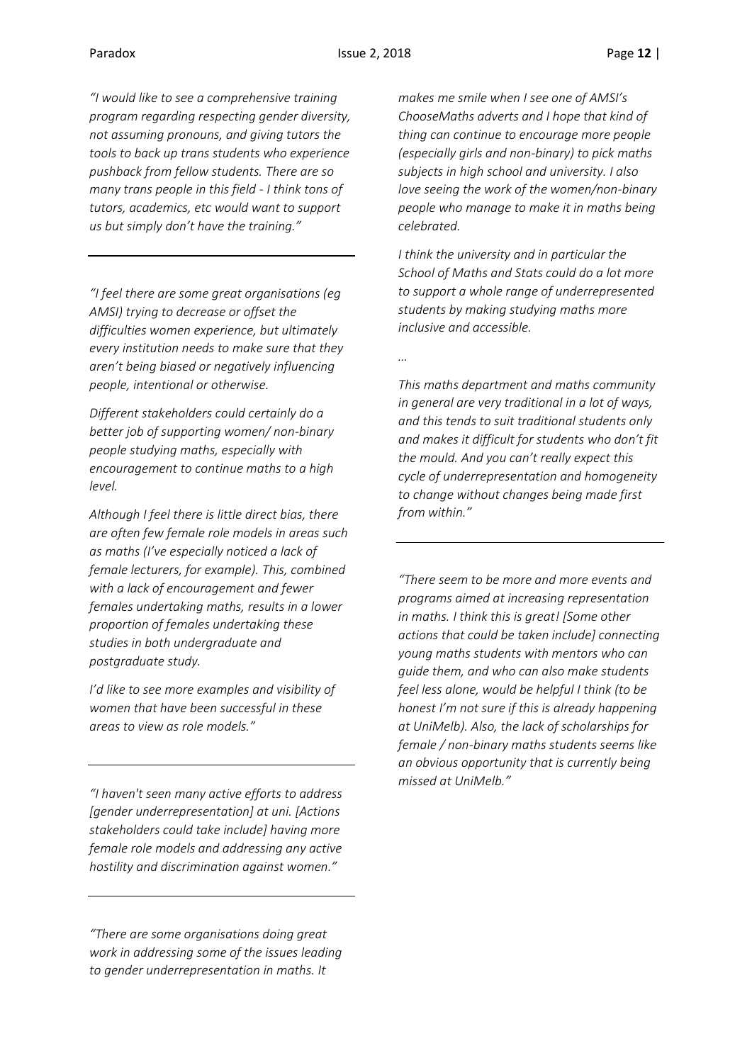*"I would like to see a comprehensive training program regarding respecting gender diversity, not assuming pronouns, and giving tutors the tools to back up trans students who experience pushback from fellow students. There are so many trans people in this field - I think tons of tutors, academics, etc would want to support us but simply don't have the training."*

---

*"I feel there are some great organisations (eg AMSI) trying to decrease or offset the difficulties women experience, but ultimately every institution needs to make sure that they aren't being biased or negatively influencing people, intentional or otherwise.*

*Different stakeholders could certainly do a better job of supporting women/ non-binary people studying maths, especially with encouragement to continue maths to a high level.*

*Although I feel there is little direct bias, there are often few female role models in areas such as maths (I've especially noticed a lack of female lecturers, for example). This, combined with a lack of encouragement and fewer females undertaking maths, results in a lower proportion of females undertaking these studies in both undergraduate and postgraduate study.*

*I'd like to see more examples and visibility of women that have been successful in these areas to view as role models."*

---

*"I haven't seen many active efforts to address [gender underrepresentation] at uni. [Actions stakeholders could take include] having more female role models and addressing any active hostility and discrimination against women."*

---

*"There are some organisations doing great work in addressing some of the issues leading to gender underrepresentation in maths. It makes me smile when I see one of AMSI's ChooseMaths adverts and I hope that kind of thing can continue to encourage more people (especially girls and non-binary) to pick maths subjects in high school and university. I also love seeing the work of the women/non-binary people who manage to make it in maths being celebrated.*

*I think the university and in particular the School of Maths and Stats could do a lot more to support a whole range of underrepresented students by making studying maths more inclusive and accessible.*

*…*

*This maths department and maths community in general are very traditional in a lot of ways, and this tends to suit traditional students only and makes it difficult for students who don't fit the mould. And you can't really expect this cycle of underrepresentation and homogeneity to change without changes being made first from within."*

---

*"There seem to be more and more events and programs aimed at increasing representation in maths. I think this is great! [Some other actions that could be taken include] connecting young maths students with mentors who can guide them, and who can also make students feel less alone, would be helpful I think (to be honest I'm not sure if this is already happening at UniMelb). Also, the lack of scholarships for female / non-binary maths students seems like an obvious opportunity that is currently being missed at UniMelb."*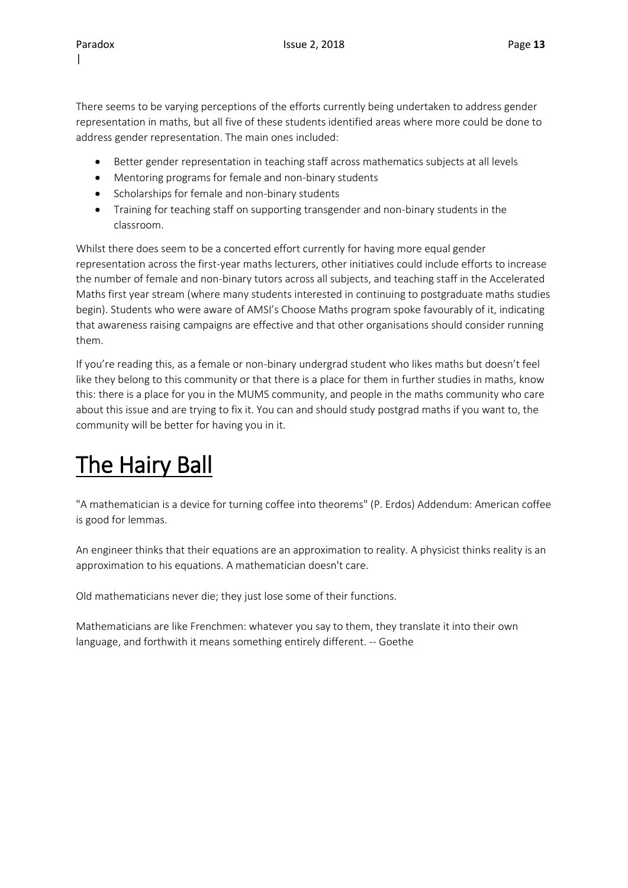There seems to be varying perceptions of the efforts currently being undertaken to address gender representation in maths, but all five of these students identified areas where more could be done to address gender representation. The main ones included:

- Better gender representation in teaching staff across mathematics subjects at all levels
- Mentoring programs for female and non-binary students
- Scholarships for female and non-binary students
- Training for teaching staff on supporting transgender and non-binary students in the classroom.

Whilst there does seem to be a concerted effort currently for having more equal gender representation across the first-year maths lecturers, other initiatives could include efforts to increase the number of female and non-binary tutors across all subjects, and teaching staff in the Accelerated Maths first year stream (where many students interested in continuing to postgraduate maths studies begin). Students who were aware of AMSI's Choose Maths program spoke favourably of it, indicating that awareness raising campaigns are effective and that other organisations should consider running them.

If you're reading this, as a female or non-binary undergrad student who likes maths but doesn't feel like they belong to this community or that there is a place for them in further studies in maths, know this: there is a place for you in the MUMS community, and people in the maths community who care about this issue and are trying to fix it. You can and should study postgrad maths if you want to, the community will be better for having you in it.

# The Hairy Ball

"A mathematician is a device for turning coffee into theorems" (P. Erdos) Addendum: American coffee is good for lemmas.

An engineer thinks that their equations are an approximation to reality. A physicist thinks reality is an approximation to his equations. A mathematician doesn't care.

Old mathematicians never die; they just lose some of their functions.

Mathematicians are like Frenchmen: whatever you say to them, they translate it into their own language, and forthwith it means something entirely different. -- Goethe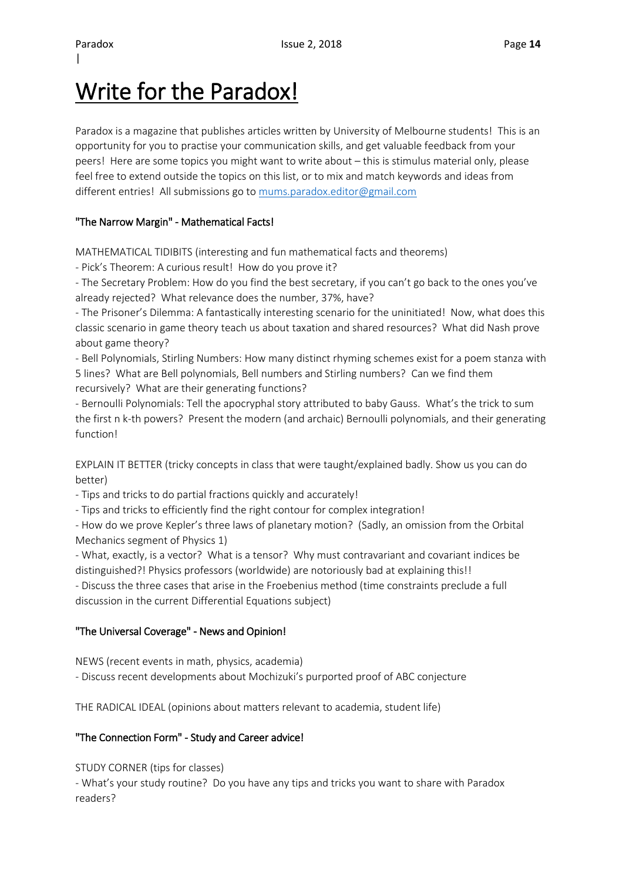# Write for the Paradox!

Paradox is a magazine that publishes articles written by University of Melbourne students! This is an opportunity for you to practise your communication skills, and get valuable feedback from your peers! Here are some topics you might want to write about – this is stimulus material only, please feel free to extend outside the topics on this list, or to mix and match keywords and ideas from different entries! All submissions go to mums.paradox.editor@gmail.com

## "The Narrow Margin" - Mathematical Facts!

MATHEMATICAL TIDIBITS (interesting and fun mathematical facts and theorems)

- Pick's Theorem: A curious result! How do you prove it?
- The Secretary Problem: How do you find the best secretary, if you can't go back to the ones you've already rejected? What relevance does the number, 37%, have?
- The Prisoner's Dilemma: A fantastically interesting scenario for the uninitiated! Now, what does this classic scenario in game theory teach us about taxation and shared resources? What did Nash prove about game theory?
- Bell Polynomials, Stirling Numbers: How many distinct rhyming schemes exist for a poem stanza with 5 lines? What are Bell polynomials, Bell numbers and Stirling numbers? Can we find them recursively? What are their generating functions?
- Bernoulli Polynomials: Tell the apocryphal story attributed to baby Gauss. What's the trick to sum the first n k-th powers? Present the modern (and archaic) Bernoulli polynomials, and their generating function!

EXPLAIN IT BETTER (tricky concepts in class that were taught/explained badly. Show us you can do better)

- Tips and tricks to do partial fractions quickly and accurately!
- Tips and tricks to efficiently find the right contour for complex integration!
- How do we prove Kepler's three laws of planetary motion? (Sadly, an omission from the Orbital Mechanics segment of Physics 1)
- What, exactly, is a vector? What is a tensor? Why must contravariant and covariant indices be distinguished?! Physics professors (worldwide) are notoriously bad at explaining this!!
- Discuss the three cases that arise in the Froebenius method (time constraints preclude a full discussion in the current Differential Equations subject)

## "The Universal Coverage" - News and Opinion!

NEWS (recent events in math, physics, academia)

- Discuss recent developments about Mochizuki's purported proof of ABC conjecture

THE RADICAL IDEAL (opinions about matters relevant to academia, student life)

## "The Connection Form" - Study and Career advice!

STUDY CORNER (tips for classes)

- What's your study routine? Do you have any tips and tricks you want to share with Paradox readers?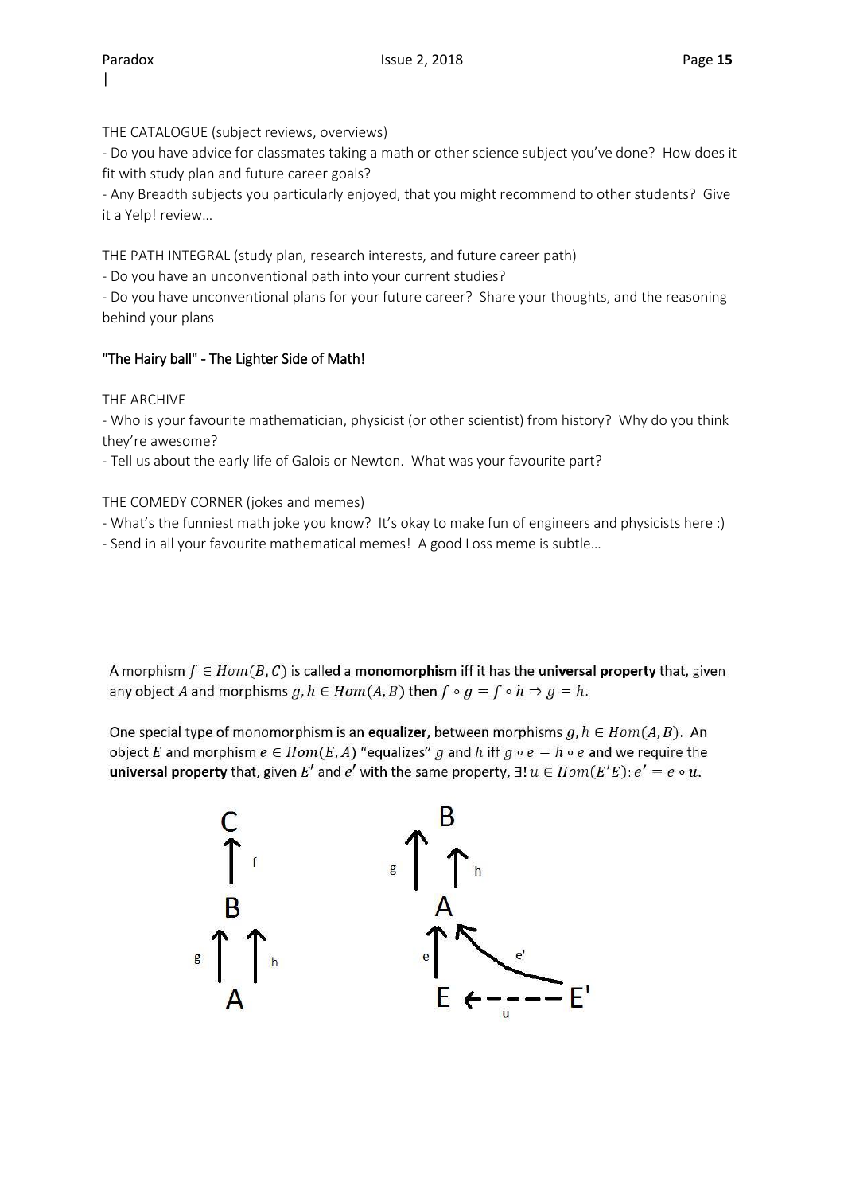THE CATALOGUE (subject reviews, overviews)

- Do you have advice for classmates taking a math or other science subject you've done? How does it fit with study plan and future career goals?
- Any Breadth subjects you particularly enjoyed, that you might recommend to other students? Give it a Yelp! review…

THE PATH INTEGRAL (study plan, research interests, and future career path)

- Do you have an unconventional path into your current studies?
- Do you have unconventional plans for your future career? Share your thoughts, and the reasoning behind your plans

## "The Hairy ball" - The Lighter Side of Math!

THE ARCHIVE

- Who is your favourite mathematician, physicist (or other scientist) from history? Why do you think they're awesome?
- Tell us about the early life of Galois or Newton. What was your favourite part?

THE COMEDY CORNER (jokes and memes)

- What's the funniest math joke you know? It's okay to make fun of engineers and physicists here :)
- Send in all your favourite mathematical memes! A good Loss meme is subtle…

A morphism $f \in Hom(B, C)$ is called a **monomorphism** iff it has the **universal property** that, given any object $A$ and morphisms $g, h \in Hom(A, B)$ then $f \circ g = f \circ h \Rightarrow g = h$.

One special type of monomorphism is an **equalizer**, between morphisms $g, h \in Hom(A, B)$. An object $E$ and morphism $e \in Hom(E, A)$ "equalizes" $g$ and $h$ iff $g \circ e = h \circ e$ and we require the **universal property** that, given $E'$ and $e'$ with the same property, $\exists! \, u \in Hom(E'E): e' = e \circ u$.

C
f
B
g h
A

B
g h
A
e e'
E u E'